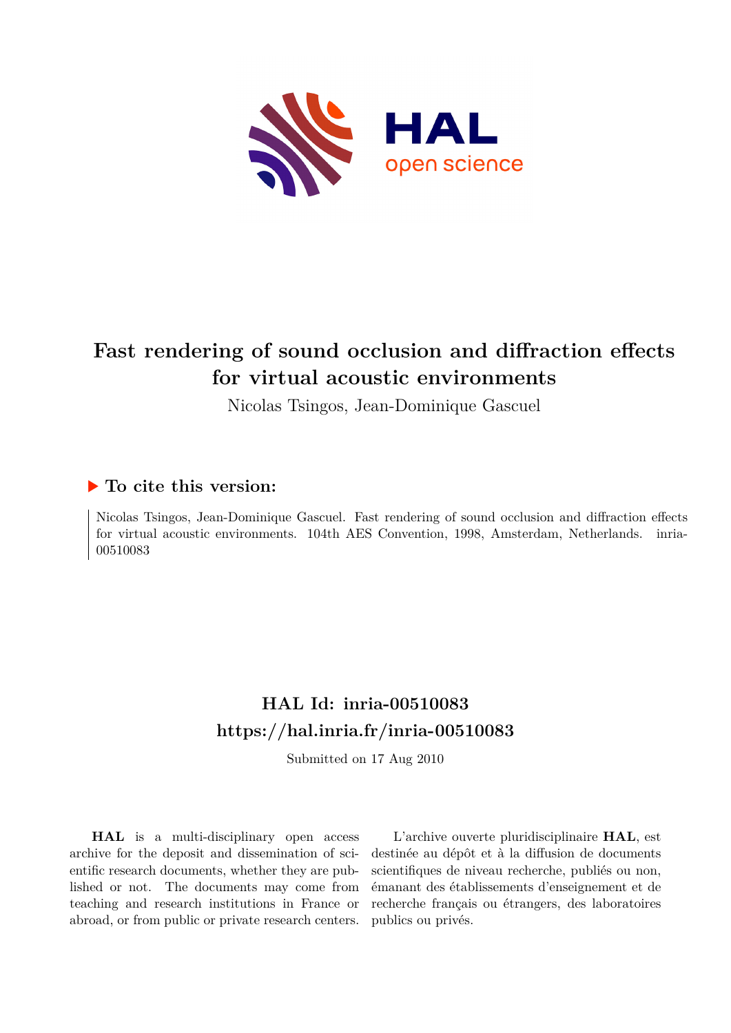# Fast rendering of sound occlusion and diffraction effects for virtual acoustic environments

Nicolas Tsingos, Jean-Dominique Gascuel

## ▶ To cite this version:

Nicolas Tsingos, Jean-Dominique Gascuel. Fast rendering of sound occlusion and diffraction effects for virtual acoustic environments. 104th AES Convention, 1998, Amsterdam, Netherlands. inria-00510083

## HAL Id: inria-00510083
## https://hal.inria.fr/inria-00510083

Submitted on 17 Aug 2010

**HAL** is a multi-disciplinary open access archive for the deposit and dissemination of scientific research documents, whether they are published or not. The documents may come from teaching and research institutions in France or abroad, or from public or private research centers.

L'archive ouverte pluridisciplinaire **HAL**, est destinée au dépôt et à la diffusion de documents scientifiques de niveau recherche, publiés ou non, émanant des établissements d'enseignement et de recherche français ou étrangers, des laboratoires publics ou privés.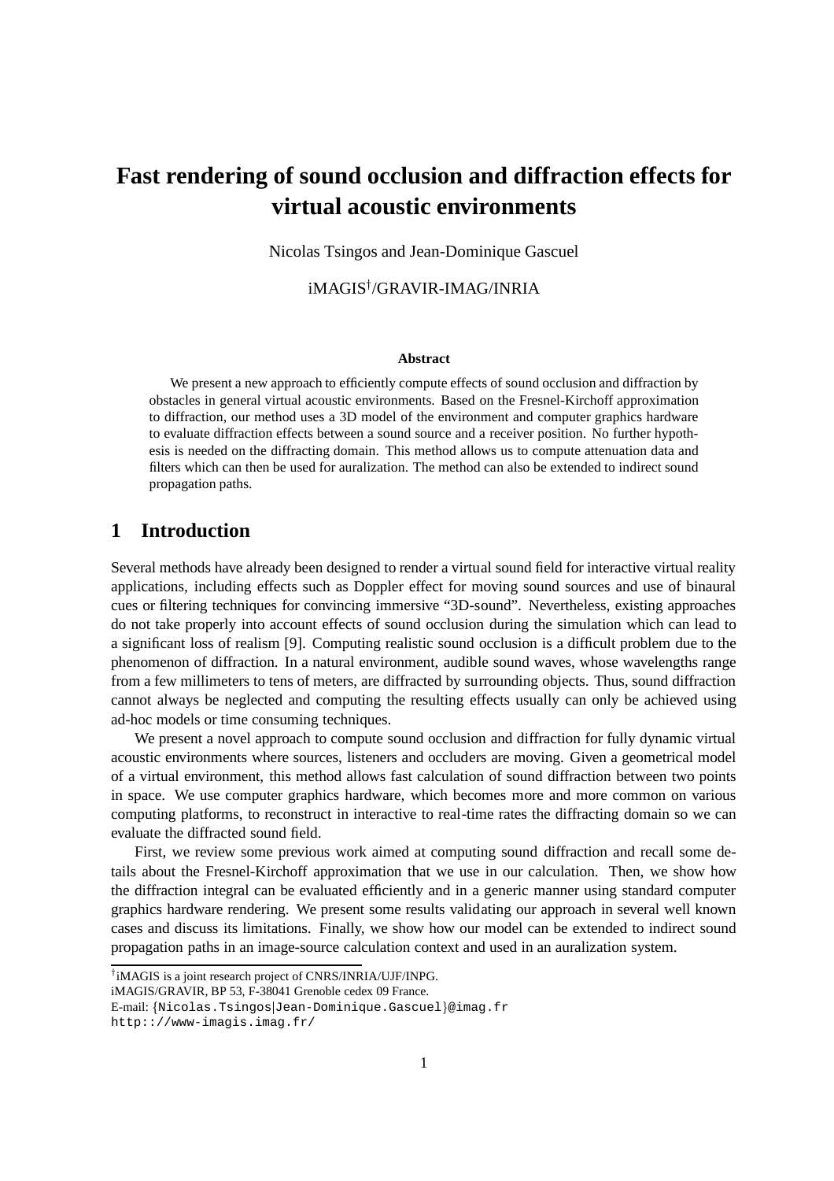# Fast rendering of sound occlusion and diffraction effects for virtual acoustic environments

Nicolas Tsingos and Jean-Dominique Gascuel

iMAGIS[†]/GRAVIR-IMAG/INRIA

**Abstract**

We present a new approach to efficiently compute effects of sound occlusion and diffraction by obstacles in general virtual acoustic environments. Based on the Fresnel-Kirchoff approximation to diffraction, our method uses a 3D model of the environment and computer graphics hardware to evaluate diffraction effects between a sound source and a receiver position. No further hypothesis is needed on the diffracting domain. This method allows us to compute attenuation data and filters which can then be used for auralization. The method can also be extended to indirect sound propagation paths.

## 1 Introduction

Several methods have already been designed to render a virtual sound field for interactive virtual reality applications, including effects such as Doppler effect for moving sound sources and use of binaural cues or filtering techniques for convincing immersive "3D-sound". Nevertheless, existing approaches do not take properly into account effects of sound occlusion during the simulation which can lead to a significant loss of realism [9]. Computing realistic sound occlusion is a difficult problem due to the phenomenon of diffraction. In a natural environment, audible sound waves, whose wavelengths range from a few millimeters to tens of meters, are diffracted by surrounding objects. Thus, sound diffraction cannot always be neglected and computing the resulting effects usually can only be achieved using ad-hoc models or time consuming techniques.

We present a novel approach to compute sound occlusion and diffraction for fully dynamic virtual acoustic environments where sources, listeners and occluders are moving. Given a geometrical model of a virtual environment, this method allows fast calculation of sound diffraction between two points in space. We use computer graphics hardware, which becomes more and more common on various computing platforms, to reconstruct in interactive to real-time rates the diffracting domain so we can evaluate the diffracted sound field.

First, we review some previous work aimed at computing sound diffraction and recall some details about the Fresnel-Kirchoff approximation that we use in our calculation. Then, we show how the diffraction integral can be evaluated efficiently and in a generic manner using standard computer graphics hardware rendering. We present some results validating our approach in several well known cases and discuss its limitations. Finally, we show how our model can be extended to indirect sound propagation paths in an image-source calculation context and used in an auralization system.

---

[†] iMAGIS is a joint research project of CNRS/INRIA/UJF/INPG.
iMAGIS/GRAVIR, BP 53, F-38041 Grenoble cedex 09 France.
E-mail: {Nicolas.Tsingos|Jean-Dominique.Gascuel}@imag.fr
http:://www-imagis.imag.fr/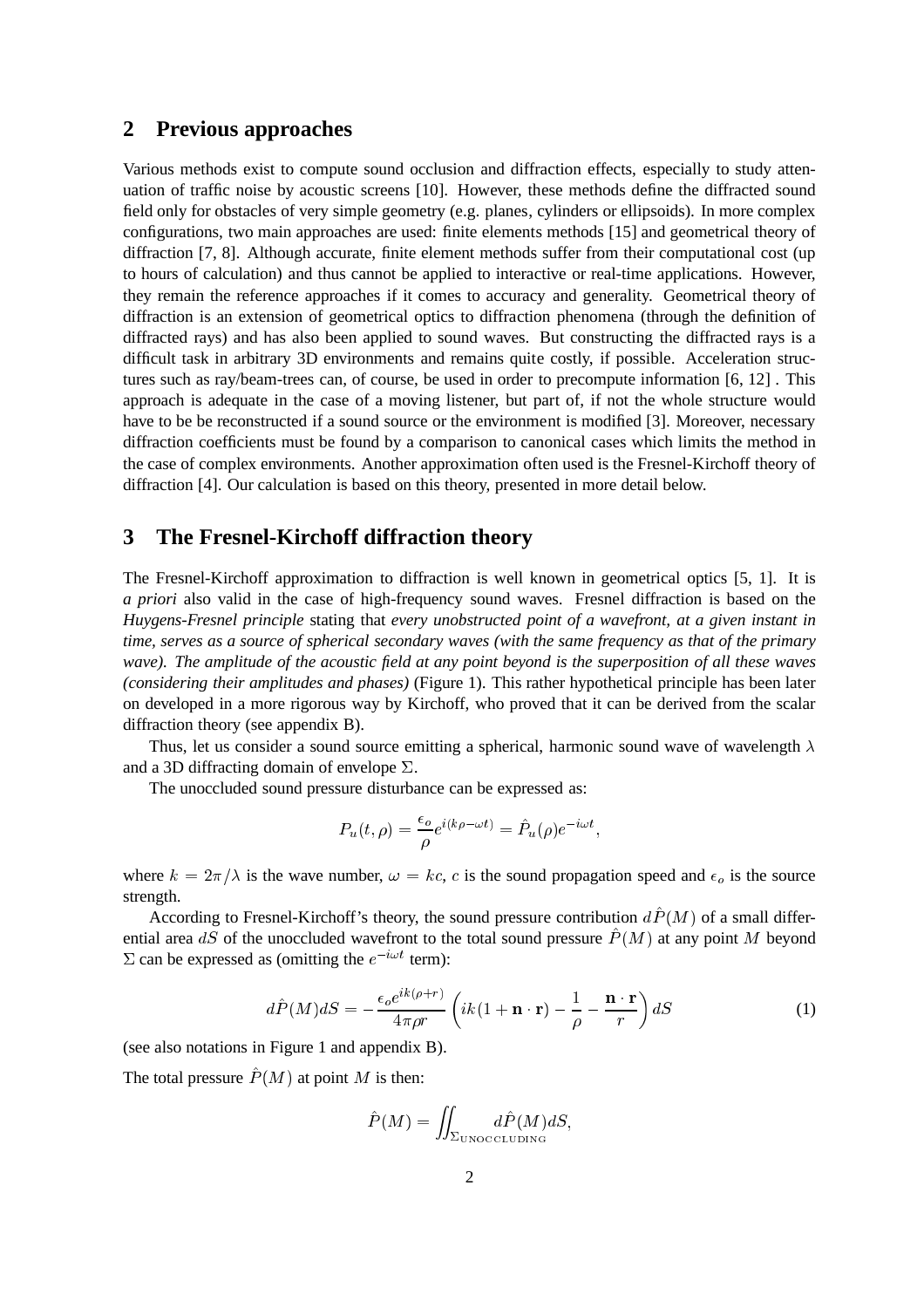## 2 Previous approaches

Various methods exist to compute sound occlusion and diffraction effects, especially to study attenuation of traffic noise by acoustic screens [10]. However, these methods define the diffracted sound field only for obstacles of very simple geometry (e.g. planes, cylinders or ellipsoids). In more complex configurations, two main approaches are used: finite elements methods [15] and geometrical theory of diffraction [7, 8]. Although accurate, finite element methods suffer from their computational cost (up to hours of calculation) and thus cannot be applied to interactive or real-time applications. However, they remain the reference approaches if it comes to accuracy and generality. Geometrical theory of diffraction is an extension of geometrical optics to diffraction phenomena (through the definition of diffracted rays) and has also been applied to sound waves. But constructing the diffracted rays is a difficult task in arbitrary 3D environments and remains quite costly, if possible. Acceleration structures such as ray/beam-trees can, of course, be used in order to precompute information [6, 12] . This approach is adequate in the case of a moving listener, but part of, if not the whole structure would have to be reconstructed if a sound source or the environment is modified [3]. Moreover, necessary diffraction coefficients must be found by a comparison to canonical cases which limits the method in the case of complex environments. Another approximation often used is the Fresnel-Kirchoff theory of diffraction [4]. Our calculation is based on this theory, presented in more detail below.

## 3 The Fresnel-Kirchoff diffraction theory

The Fresnel-Kirchoff approximation to diffraction is well known in geometrical optics [5, 1]. It is *a priori* also valid in the case of high-frequency sound waves. Fresnel diffraction is based on the *Huygens-Fresnel principle* stating that *every unobstructed point of a wavefront, at a given instant in time, serves as a source of spherical secondary waves (with the same frequency as that of the primary wave). The amplitude of the acoustic field at any point beyond is the superposition of all these waves (considering their amplitudes and phases)* (Figure 1). This rather hypothetical principle has been later on developed in a more rigorous way by Kirchoff, who proved that it can be derived from the scalar diffraction theory (see appendix B).

Thus, let us consider a sound source emitting a spherical, harmonic sound wave of wavelength $\lambda$ and a 3D diffracting domain of envelope $\Sigma$.

The unoccluded sound pressure disturbance can be expressed as:

$$P_u(t,\rho) = \frac{\epsilon_o}{\rho} e^{i(k\rho - \omega t)} = \hat{P}_u(\rho) e^{-i\omega t},$$

where $k = 2\pi/\lambda$ is the wave number, $\omega = kc$, $c$ is the sound propagation speed and $\epsilon_o$ is the source strength.

According to Fresnel-Kirchoff's theory, the sound pressure contribution $d\hat{P}(M)$ of a small differential area $dS$ of the unoccluded wavefront to the total sound pressure $\hat{P}(M)$ at any point $M$ beyond $\Sigma$ can be expressed as (omitting the $e^{-i\omega t}$ term):

$$d\hat{P}(M)dS = -\frac{\epsilon_o e^{ik(\rho + r)}}{4\pi\rho r}\left(ik(1 + \mathbf{n}\cdot\mathbf{r}) - \frac{1}{\rho} - \frac{\mathbf{n}\cdot\mathbf{r}}{r}\right)dS \tag{1}$$

(see also notations in Figure 1 and appendix B).

The total pressure $\hat{P}(M)$ at point $M$ is then:

$$\hat{P}(M) = \iint_{\Sigma_{\text{UNOCCLUDING}}} d\hat{P}(M)dS,$$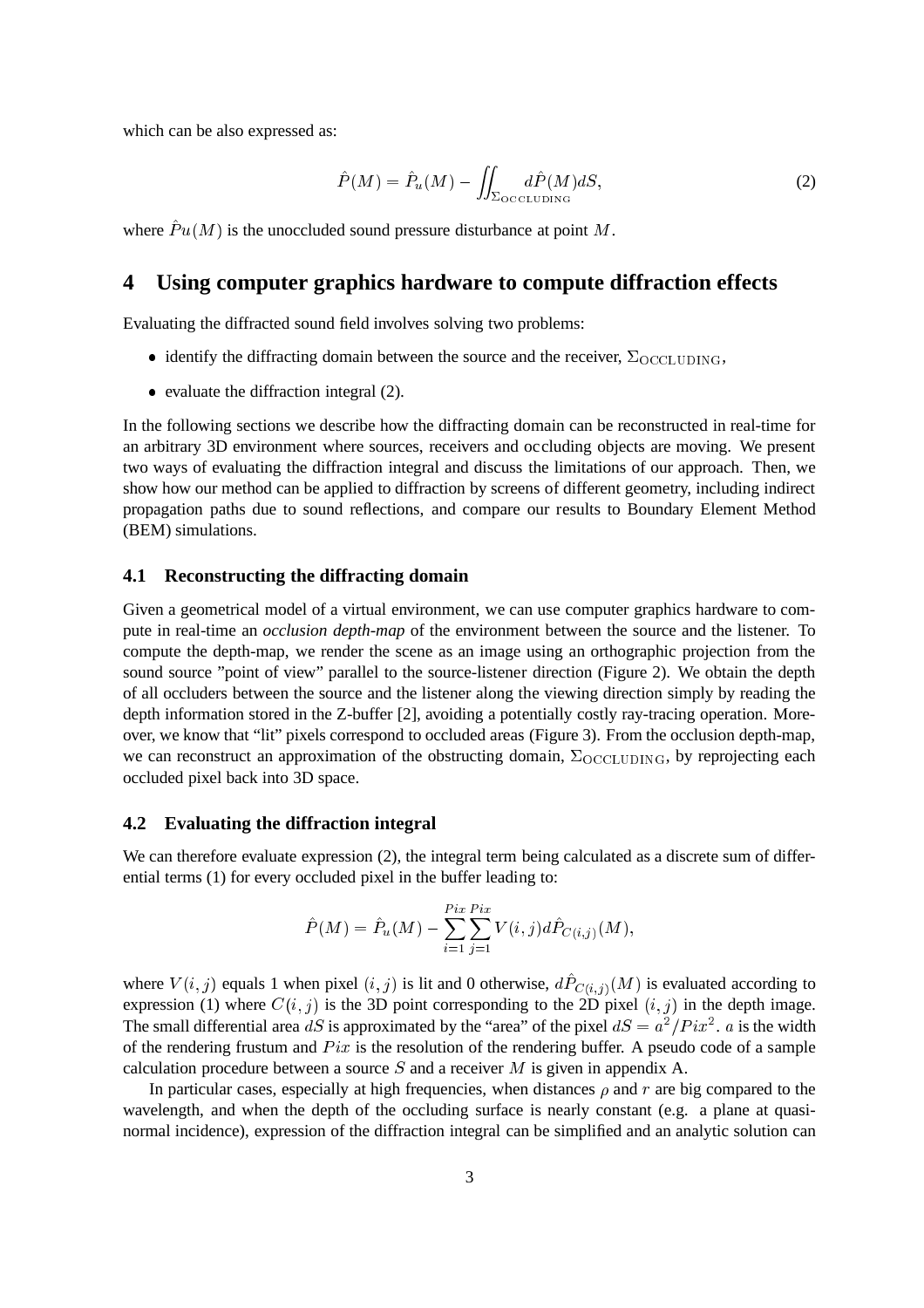which can be also expressed as:

$$\hat{P}(M) = \hat{P}_u(M) - \iint_{\Sigma_{\text{OCCLUDING}}} d\hat{P}(M)dS, \tag{2}$$

where $\hat{P}u(M)$ is the unoccluded sound pressure disturbance at point $M$.

# 4 Using computer graphics hardware to compute diffraction effects

Evaluating the diffracted sound field involves solving two problems:

- identify the diffracting domain between the source and the receiver, $\Sigma_{\text{OCCLUDING}}$,
- evaluate the diffraction integral (2).

In the following sections we describe how the diffracting domain can be reconstructed in real-time for an arbitrary 3D environment where sources, receivers and occluding objects are moving. We present two ways of evaluating the diffraction integral and discuss the limitations of our approach. Then, we show how our method can be applied to diffraction by screens of different geometry, including indirect propagation paths due to sound reflections, and compare our results to Boundary Element Method (BEM) simulations.

## 4.1 Reconstructing the diffracting domain

Given a geometrical model of a virtual environment, we can use computer graphics hardware to compute in real-time an *occlusion depth-map* of the environment between the source and the listener. To compute the depth-map, we render the scene as an image using an orthographic projection from the sound source "point of view" parallel to the source-listener direction (Figure 2). We obtain the depth of all occluders between the source and the listener along the viewing direction simply by reading the depth information stored in the Z-buffer [2], avoiding a potentially costly ray-tracing operation. Moreover, we know that "lit" pixels correspond to occluded areas (Figure 3). From the occlusion depth-map, we can reconstruct an approximation of the obstructing domain, $\Sigma_{\text{OCCLUDING}}$, by reprojecting each occluded pixel back into 3D space.

## 4.2 Evaluating the diffraction integral

We can therefore evaluate expression (2), the integral term being calculated as a discrete sum of differential terms (1) for every occluded pixel in the buffer leading to:

$$\hat{P}(M) = \hat{P}_u(M) - \sum_{i=1}^{Pix} \sum_{j=1}^{Pix} V(i,j) d\hat{P}_{C(i,j)}(M),$$

where $V(i,j)$ equals 1 when pixel $(i,j)$ is lit and 0 otherwise, $d\hat{P}_{C(i,j)}(M)$ is evaluated according to expression (1) where $C(i,j)$ is the 3D point corresponding to the 2D pixel $(i,j)$ in the depth image. The small differential area $dS$ is approximated by the "area" of the pixel $dS = a^2/Pix^2$. $a$ is the width of the rendering frustum and $Pix$ is the resolution of the rendering buffer. A pseudo code of a sample calculation procedure between a source $S$ and a receiver $M$ is given in appendix A.

In particular cases, especially at high frequencies, when distances $\rho$ and $r$ are big compared to the wavelength, and when the depth of the occluding surface is nearly constant (e.g. a plane at quasi-normal incidence), expression of the diffraction integral can be simplified and an analytic solution can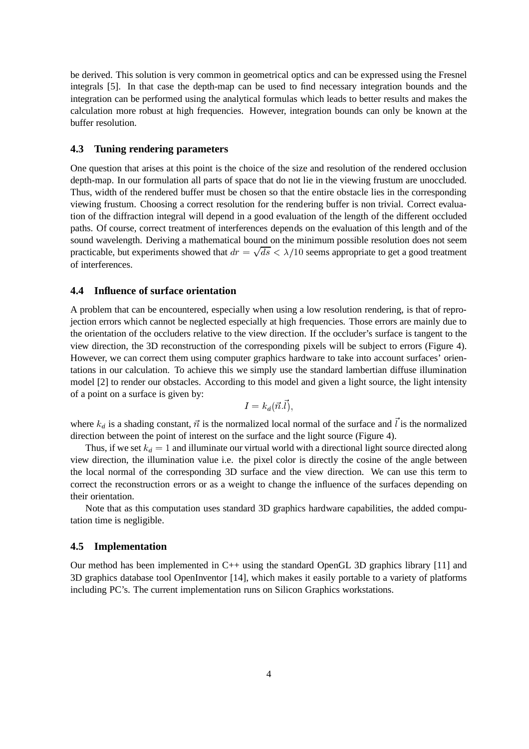be derived. This solution is very common in geometrical optics and can be expressed using the Fresnel integrals [5]. In that case the depth-map can be used to find necessary integration bounds and the integration can be performed using the analytical formulas which leads to better results and makes the calculation more robust at high frequencies. However, integration bounds can only be known at the buffer resolution.

### 4.3 Tuning rendering parameters

One question that arises at this point is the choice of the size and resolution of the rendered occlusion depth-map. In our formulation all parts of space that do not lie in the viewing frustum are unoccluded. Thus, width of the rendered buffer must be chosen so that the entire obstacle lies in the corresponding viewing frustum. Choosing a correct resolution for the rendering buffer is non trivial. Correct evaluation of the diffraction integral will depend in a good evaluation of the length of the different occluded paths. Of course, correct treatment of interferences depends on the evaluation of this length and of the sound wavelength. Deriving a mathematical bound on the minimum possible resolution does not seem practicable, but experiments showed that $dr = \sqrt{ds} < \lambda/10$ seems appropriate to get a good treatment of interferences.

### 4.4 Influence of surface orientation

A problem that can be encountered, especially when using a low resolution rendering, is that of reprojection errors which cannot be neglected especially at high frequencies. Those errors are mainly due to the orientation of the occluders relative to the view direction. If the occluder's surface is tangent to the view direction, the 3D reconstruction of the corresponding pixels will be subject to errors (Figure 4). However, we can correct them using computer graphics hardware to take into account surfaces' orientations in our calculation. To achieve this we simply use the standard lambertian diffuse illumination model [2] to render our obstacles. According to this model and given a light source, the light intensity of a point on a surface is given by:

$$I = k_d(\vec{n}.\vec{l}),$$

where $k_d$ is a shading constant, $\vec{n}$ is the normalized local normal of the surface and $\vec{l}$ is the normalized direction between the point of interest on the surface and the light source (Figure 4).

Thus, if we set $k_d = 1$ and illuminate our virtual world with a directional light source directed along view direction, the illumination value i.e. the pixel color is directly the cosine of the angle between the local normal of the corresponding 3D surface and the view direction. We can use this term to correct the reconstruction errors or as a weight to change the influence of the surfaces depending on their orientation.

Note that as this computation uses standard 3D graphics hardware capabilities, the added computation time is negligible.

### 4.5 Implementation

Our method has been implemented in C++ using the standard OpenGL 3D graphics library [11] and 3D graphics database tool OpenInventor [14], which makes it easily portable to a variety of platforms including PC's. The current implementation runs on Silicon Graphics workstations.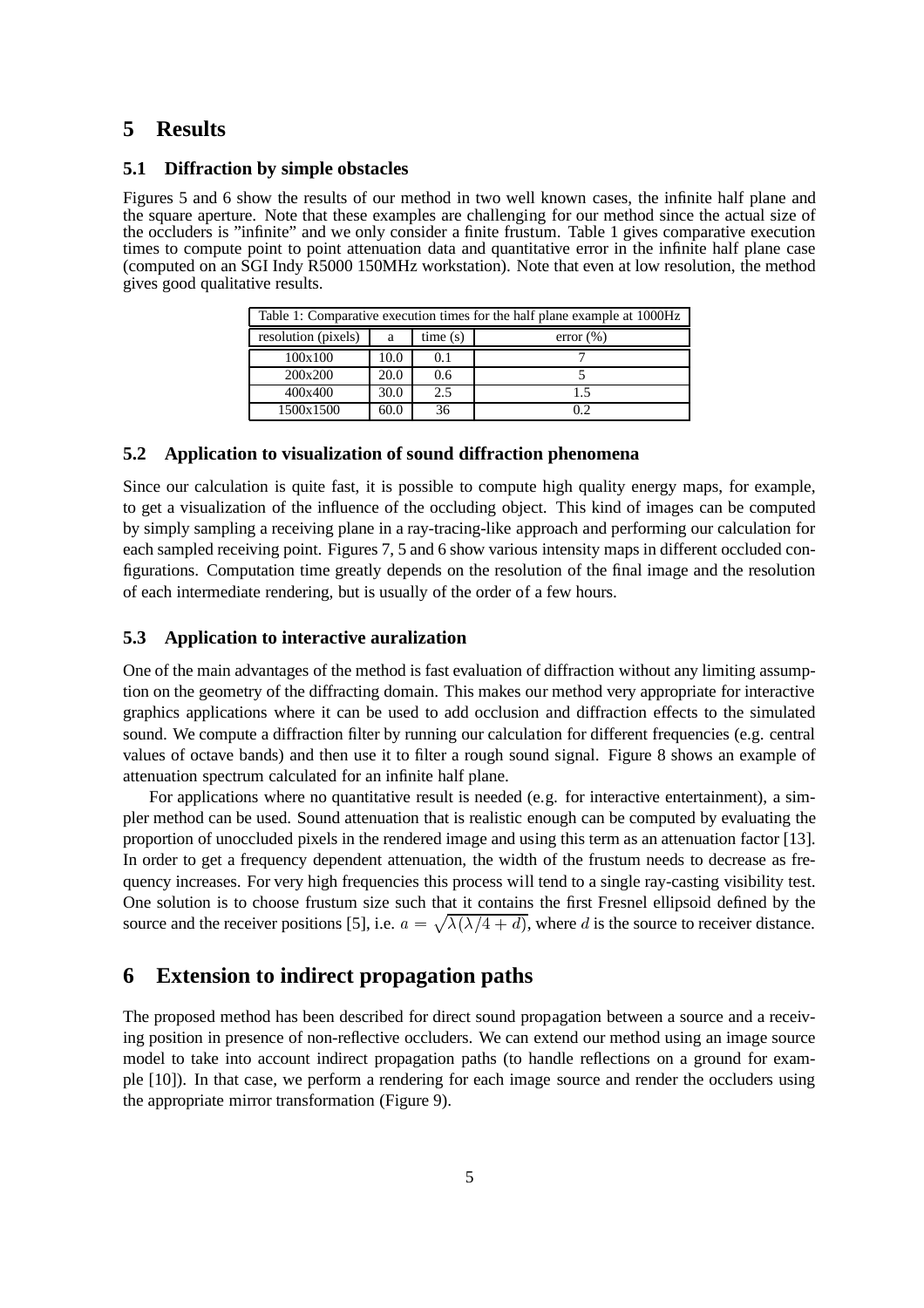## 5 Results

### 5.1 Diffraction by simple obstacles

Figures 5 and 6 show the results of our method in two well known cases, the infinite half plane and the square aperture. Note that these examples are challenging for our method since the actual size of the occluders is "infinite" and we only consider a finite frustum. Table 1 gives comparative execution times to compute point to point attenuation data and quantitative error in the infinite half plane case (computed on an SGI Indy R5000 150MHz workstation). Note that even at low resolution, the method gives good qualitative results.

Table 1: Comparative execution times for the half plane example at 1000Hz

| resolution (pixels) | a | time (s) | error (%) |
|---|---|---|---|
| 100x100 | 10.0 | 0.1 | 7 |
| 200x200 | 20.0 | 0.6 | 5 |
| 400x400 | 30.0 | 2.5 | 1.5 |
| 1500x1500 | 60.0 | 36 | 0.2 |

### 5.2 Application to visualization of sound diffraction phenomena

Since our calculation is quite fast, it is possible to compute high quality energy maps, for example, to get a visualization of the influence of the occluding object. This kind of images can be computed by simply sampling a receiving plane in a ray-tracing-like approach and performing our calculation for each sampled receiving point. Figures 7, 5 and 6 show various intensity maps in different occluded configurations. Computation time greatly depends on the resolution of the final image and the resolution of each intermediate rendering, but is usually of the order of a few hours.

### 5.3 Application to interactive auralization

One of the main advantages of the method is fast evaluation of diffraction without any limiting assumption on the geometry of the diffracting domain. This makes our method very appropriate for interactive graphics applications where it can be used to add occlusion and diffraction effects to the simulated sound. We compute a diffraction filter by running our calculation for different frequencies (e.g. central values of octave bands) and then use it to filter a rough sound signal. Figure 8 shows an example of attenuation spectrum calculated for an infinite half plane.

For applications where no quantitative result is needed (e.g. for interactive entertainment), a simpler method can be used. Sound attenuation that is realistic enough can be computed by evaluating the proportion of unoccluded pixels in the rendered image and using this term as an attenuation factor [13]. In order to get a frequency dependent attenuation, the width of the frustum needs to decrease as frequency increases. For very high frequencies this process will tend to a single ray-casting visibility test. One solution is to choose frustum size such that it contains the first Fresnel ellipsoid defined by the source and the receiver positions [5], i.e. $a = \sqrt{\lambda(\lambda/4 + d)}$, where $d$ is the source to receiver distance.

## 6 Extension to indirect propagation paths

The proposed method has been described for direct sound propagation between a source and a receiving position in presence of non-reflective occluders. We can extend our method using an image source model to take into account indirect propagation paths (to handle reflections on a ground for example [10]). In that case, we perform a rendering for each image source and render the occluders using the appropriate mirror transformation (Figure 9).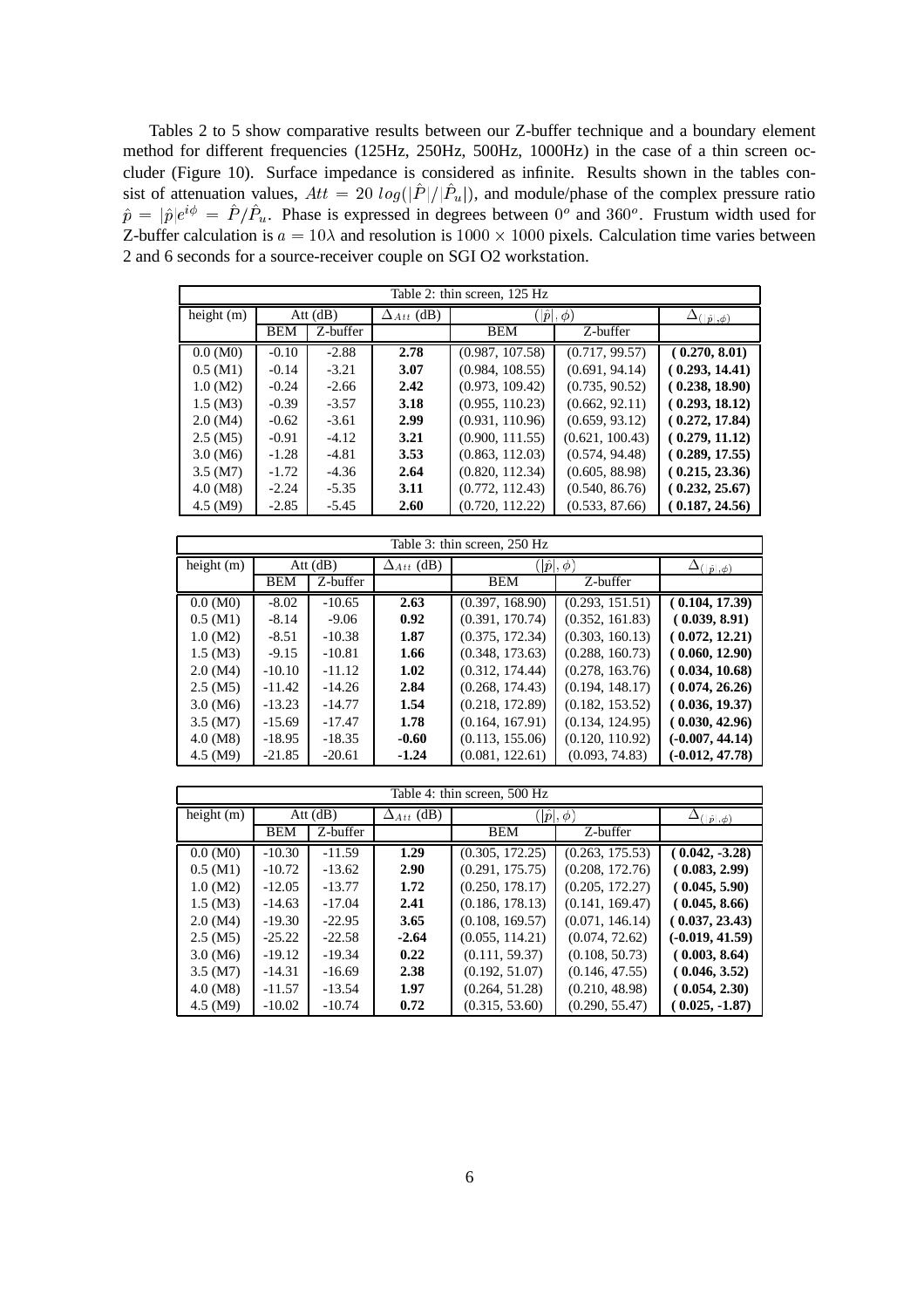Tables 2 to 5 show comparative results between our Z-buffer technique and a boundary element method for different frequencies (125Hz, 250Hz, 500Hz, 1000Hz) in the case of a thin screen occluder (Figure 10). Surface impedance is considered as infinite. Results shown in the tables consist of attenuation values, $Att = 20\ log(|\hat{P}|/|\hat{P}_u|)$, and module/phase of the complex pressure ratio $\hat{p} = |\hat{p}|e^{i\phi} = \hat{P}/\hat{P}_u$. Phase is expressed in degrees between $0^o$ and $360^o$. Frustum width used for Z-buffer calculation is $a = 10\lambda$ and resolution is $1000 \times 1000$ pixels. Calculation time varies between 2 and 6 seconds for a source-receiver couple on SGI O2 workstation.

Table 2: thin screen, 125 Hz

| height (m) | Att (dB) | | $\Delta_{Att}$ (dB) | $(\lvert\hat{p}\rvert, \phi)$ | | $\Delta_{(\lvert\hat{p}\rvert, \phi)}$ |
|---|---|---|---|---|---|---|
| | BEM | Z-buffer | | BEM | Z-buffer | |
| 0.0 (M0) | -0.10 | -2.88 | **2.78** | (0.987, 107.58) | (0.717, 99.57) | **( 0.270, 8.01)** |
| 0.5 (M1) | -0.14 | -3.21 | **3.07** | (0.984, 108.55) | (0.691, 94.14) | **( 0.293, 14.41)** |
| 1.0 (M2) | -0.24 | -2.66 | **2.42** | (0.973, 109.42) | (0.735, 90.52) | **( 0.238, 18.90)** |
| 1.5 (M3) | -0.39 | -3.57 | **3.18** | (0.955, 110.23) | (0.662, 92.11) | **( 0.293, 18.12)** |
| 2.0 (M4) | -0.62 | -3.61 | **2.99** | (0.931, 110.96) | (0.659, 93.12) | **( 0.272, 17.84)** |
| 2.5 (M5) | -0.91 | -4.12 | **3.21** | (0.900, 111.55) | (0.621, 100.43) | **( 0.279, 11.12)** |
| 3.0 (M6) | -1.28 | -4.81 | **3.53** | (0.863, 112.03) | (0.574, 94.48) | **( 0.289, 17.55)** |
| 3.5 (M7) | -1.72 | -4.36 | **2.64** | (0.820, 112.34) | (0.605, 88.98) | **( 0.215, 23.36)** |
| 4.0 (M8) | -2.24 | -5.35 | **3.11** | (0.772, 112.43) | (0.540, 86.76) | **( 0.232, 25.67)** |
| 4.5 (M9) | -2.85 | -5.45 | **2.60** | (0.720, 112.22) | (0.533, 87.66) | **( 0.187, 24.56)** |

Table 3: thin screen, 250 Hz

| height (m) | Att (dB) | | $\Delta_{Att}$ (dB) | $(\lvert\hat{p}\rvert, \phi)$ | | $\Delta_{(\lvert\hat{p}\rvert, \phi)}$ |
|---|---|---|---|---|---|---|
| | BEM | Z-buffer | | BEM | Z-buffer | |
| 0.0 (M0) | -8.02 | -10.65 | **2.63** | (0.397, 168.90) | (0.293, 151.51) | **( 0.104, 17.39)** |
| 0.5 (M1) | -8.14 | -9.06 | **0.92** | (0.391, 170.74) | (0.352, 161.83) | **( 0.039, 8.91)** |
| 1.0 (M2) | -8.51 | -10.38 | **1.87** | (0.375, 172.34) | (0.303, 160.13) | **( 0.072, 12.21)** |
| 1.5 (M3) | -9.15 | -10.81 | **1.66** | (0.348, 173.63) | (0.288, 160.73) | **( 0.060, 12.90)** |
| 2.0 (M4) | -10.10 | -11.12 | **1.02** | (0.312, 174.44) | (0.278, 163.76) | **( 0.034, 10.68)** |
| 2.5 (M5) | -11.42 | -14.26 | **2.84** | (0.268, 174.43) | (0.194, 148.17) | **( 0.074, 26.26)** |
| 3.0 (M6) | -13.23 | -14.77 | **1.54** | (0.218, 172.89) | (0.182, 153.52) | **( 0.036, 19.37)** |
| 3.5 (M7) | -15.69 | -17.47 | **1.78** | (0.164, 167.91) | (0.134, 124.95) | **( 0.030, 42.96)** |
| 4.0 (M8) | -18.95 | -18.35 | **-0.60** | (0.113, 155.06) | (0.120, 110.92) | **(-0.007, 44.14)** |
| 4.5 (M9) | -21.85 | -20.61 | **-1.24** | (0.081, 122.61) | (0.093, 74.83) | **(-0.012, 47.78)** |

Table 4: thin screen, 500 Hz

| height (m) | Att (dB) | | $\Delta_{Att}$ (dB) | $(\lvert\hat{p}\rvert, \phi)$ | | $\Delta_{(\lvert\hat{p}\rvert, \phi)}$ |
|---|---|---|---|---|---|---|
| | BEM | Z-buffer | | BEM | Z-buffer | |
| 0.0 (M0) | -10.30 | -11.59 | **1.29** | (0.305, 172.25) | (0.263, 175.53) | **( 0.042, -3.28)** |
| 0.5 (M1) | -10.72 | -13.62 | **2.90** | (0.291, 175.75) | (0.208, 172.76) | **( 0.083, 2.99)** |
| 1.0 (M2) | -12.05 | -13.77 | **1.72** | (0.250, 178.17) | (0.205, 172.27) | **( 0.045, 5.90)** |
| 1.5 (M3) | -14.63 | -17.04 | **2.41** | (0.186, 178.13) | (0.141, 169.47) | **( 0.045, 8.66)** |
| 2.0 (M4) | -19.30 | -22.95 | **3.65** | (0.108, 169.57) | (0.071, 146.14) | **( 0.037, 23.43)** |
| 2.5 (M5) | -25.22 | -22.58 | **-2.64** | (0.055, 114.21) | (0.074, 72.62) | **(-0.019, 41.59)** |
| 3.0 (M6) | -19.12 | -19.34 | **0.22** | (0.111, 59.37) | (0.108, 50.73) | **( 0.003, 8.64)** |
| 3.5 (M7) | -14.31 | -16.69 | **2.38** | (0.192, 51.07) | (0.146, 47.55) | **( 0.046, 3.52)** |
| 4.0 (M8) | -11.57 | -13.54 | **1.97** | (0.264, 51.28) | (0.210, 48.98) | **( 0.054, 2.30)** |
| 4.5 (M9) | -10.02 | -10.74 | **0.72** | (0.315, 53.60) | (0.290, 55.47) | **( 0.025, -1.87)** |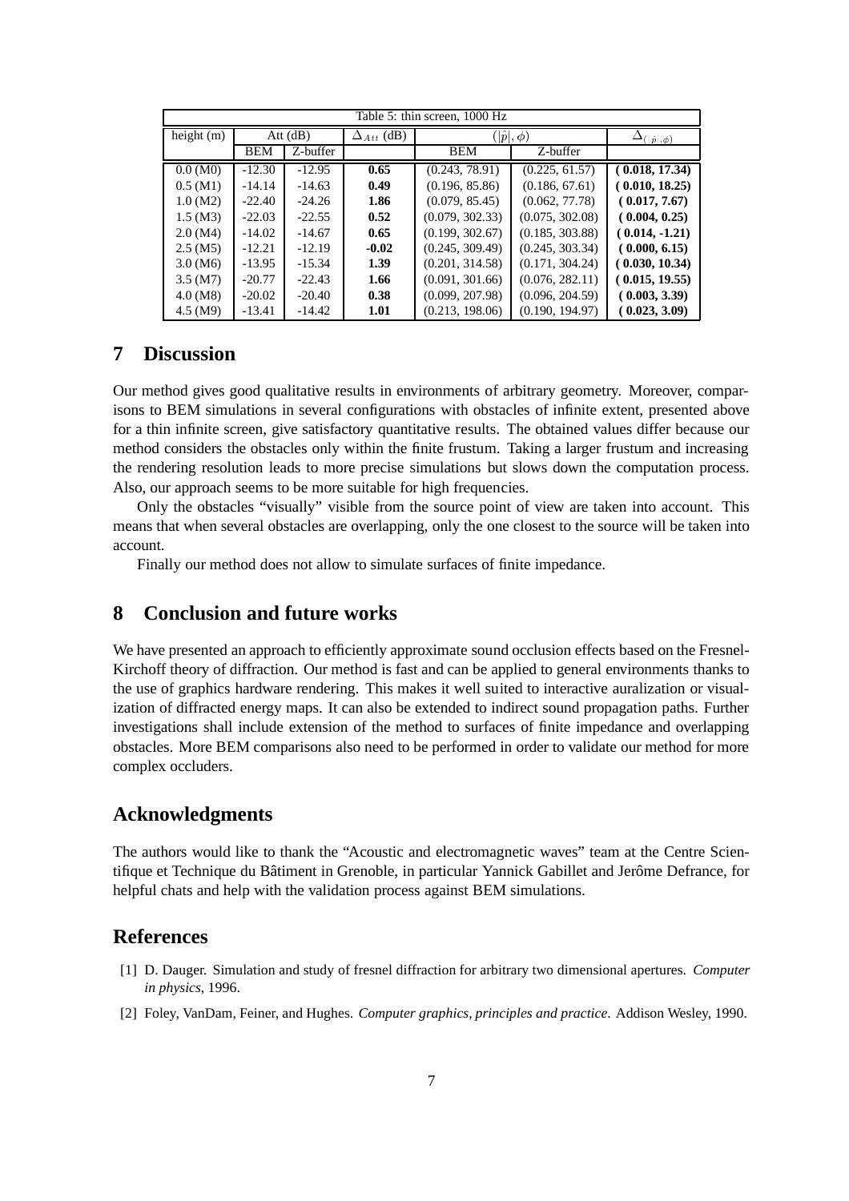| Table 5: thin screen, 1000 Hz | | | | | | |
|---|---|---|---|---|---|---|
| height (m) | Att (dB) | | $\Delta_{Att}$ (dB) | $(\|\hat{p}\|, \phi)$ | | $\Delta_{(\|\hat{p}\|,\phi)}$ |
| | BEM | Z-buffer | | BEM | Z-buffer | |
| 0.0 (M0) | -12.30 | -12.95 | **0.65** | (0.243, 78.91) | (0.225, 61.57) | **( 0.018, 17.34)** |
| 0.5 (M1) | -14.14 | -14.63 | **0.49** | (0.196, 85.86) | (0.186, 67.61) | **( 0.010, 18.25)** |
| 1.0 (M2) | -22.40 | -24.26 | **1.86** | (0.079, 85.45) | (0.062, 77.78) | **( 0.017, 7.67)** |
| 1.5 (M3) | -22.03 | -22.55 | **0.52** | (0.079, 302.33) | (0.075, 302.08) | **( 0.004, 0.25)** |
| 2.0 (M4) | -14.02 | -14.67 | **0.65** | (0.199, 302.67) | (0.185, 303.88) | **( 0.014, -1.21)** |
| 2.5 (M5) | -12.21 | -12.19 | **-0.02** | (0.245, 309.49) | (0.245, 303.34) | **( 0.000, 6.15)** |
| 3.0 (M6) | -13.95 | -15.34 | **1.39** | (0.201, 314.58) | (0.171, 304.24) | **( 0.030, 10.34)** |
| 3.5 (M7) | -20.77 | -22.43 | **1.66** | (0.091, 301.66) | (0.076, 282.11) | **( 0.015, 19.55)** |
| 4.0 (M8) | -20.02 | -20.40 | **0.38** | (0.099, 207.98) | (0.096, 204.59) | **( 0.003, 3.39)** |
| 4.5 (M9) | -13.41 | -14.42 | **1.01** | (0.213, 198.06) | (0.190, 194.97) | **( 0.023, 3.09)** |

## 7 Discussion

Our method gives good qualitative results in environments of arbitrary geometry. Moreover, comparisons to BEM simulations in several configurations with obstacles of infinite extent, presented above for a thin infinite screen, give satisfactory quantitative results. The obtained values differ because our method considers the obstacles only within the finite frustum. Taking a larger frustum and increasing the rendering resolution leads to more precise simulations but slows down the computation process. Also, our approach seems to be more suitable for high frequencies.

Only the obstacles "visually" visible from the source point of view are taken into account. This means that when several obstacles are overlapping, only the one closest to the source will be taken into account.

Finally our method does not allow to simulate surfaces of finite impedance.

## 8 Conclusion and future works

We have presented an approach to efficiently approximate sound occlusion effects based on the Fresnel-Kirchoff theory of diffraction. Our method is fast and can be applied to general environments thanks to the use of graphics hardware rendering. This makes it well suited to interactive auralization or visualization of diffracted energy maps. It can also be extended to indirect sound propagation paths. Further investigations shall include extension of the method to surfaces of finite impedance and overlapping obstacles. More BEM comparisons also need to be performed in order to validate our method for more complex occluders.

## Acknowledgments

The authors would like to thank the "Acoustic and electromagnetic waves" team at the Centre Scientifique et Technique du Bâtiment in Grenoble, in particular Yannick Gabillet and Jerôme Defrance, for helpful chats and help with the validation process against BEM simulations.

## References

[1] D. Dauger. Simulation and study of fresnel diffraction for arbitrary two dimensional apertures. *Computer in physics*, 1996.

[2] Foley, VanDam, Feiner, and Hughes. *Computer graphics, principles and practice*. Addison Wesley, 1990.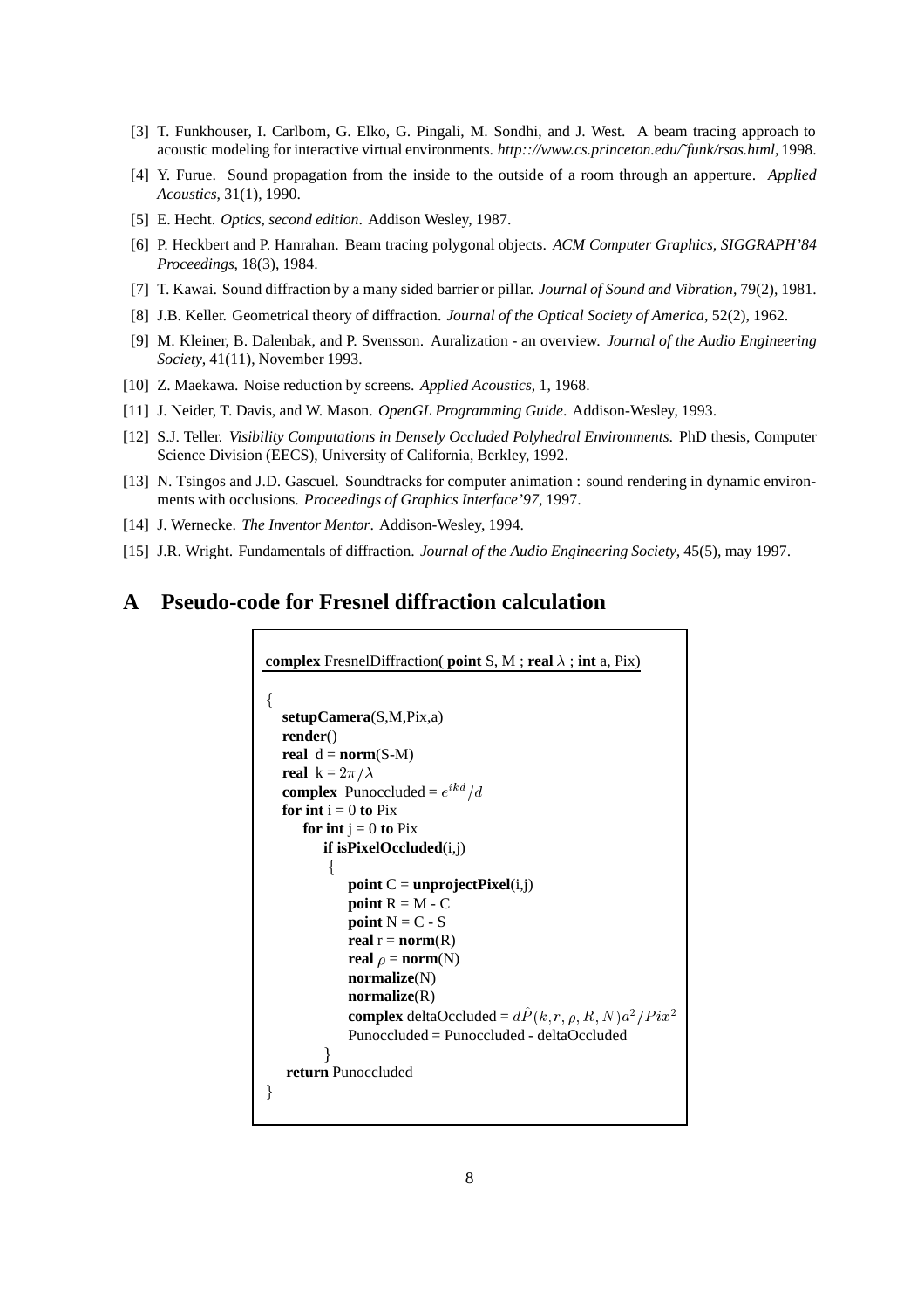[3] T. Funkhouser, I. Carlbom, G. Elko, G. Pingali, M. Sondhi, and J. West. A beam tracing approach to acoustic modeling for interactive virtual environments. *http://www.cs.princeton.edu/˜funk/rsas.html*, 1998.

[4] Y. Furue. Sound propagation from the inside to the outside of a room through an apperture. *Applied Acoustics*, 31(1), 1990.

[5] E. Hecht. *Optics, second edition*. Addison Wesley, 1987.

[6] P. Heckbert and P. Hanrahan. Beam tracing polygonal objects. *ACM Computer Graphics, SIGGRAPH'84 Proceedings*, 18(3), 1984.

[7] T. Kawai. Sound diffraction by a many sided barrier or pillar. *Journal of Sound and Vibration*, 79(2), 1981.

[8] J.B. Keller. Geometrical theory of diffraction. *Journal of the Optical Society of America*, 52(2), 1962.

[9] M. Kleiner, B. Dalenbak, and P. Svensson. Auralization - an overview. *Journal of the Audio Engineering Society*, 41(11), November 1993.

[10] Z. Maekawa. Noise reduction by screens. *Applied Acoustics*, 1, 1968.

[11] J. Neider, T. Davis, and W. Mason. *OpenGL Programming Guide*. Addison-Wesley, 1993.

[12] S.J. Teller. *Visibility Computations in Densely Occluded Polyhedral Environments*. PhD thesis, Computer Science Division (EECS), University of California, Berkley, 1992.

[13] N. Tsingos and J.D. Gascuel. Soundtracks for computer animation : sound rendering in dynamic environments with occlusions. *Proceedings of Graphics Interface'97*, 1997.

[14] J. Wernecke. *The Inventor Mentor*. Addison-Wesley, 1994.

[15] J.R. Wright. Fundamentals of diffraction. *Journal of the Audio Engineering Society*, 45(5), may 1997.

# A Pseudo-code for Fresnel diffraction calculation

```
complex FresnelDiffraction( point S, M ; real λ ; int a, Pix)

{
   setupCamera(S,M,Pix,a)
   render()
   real d = norm(S-M)
   real k = 2π/λ
   complex Punoccluded = e^{ikd}/d
   for int i = 0 to Pix
      for int j = 0 to Pix
         if isPixelOccluded(i,j)
         {
            point C = unprojectPixel(i,j)
            point R = M - C
            point N = C - S
            real r = norm(R)
            real ρ = norm(N)
            normalize(N)
            normalize(R)
            complex deltaOccluded = dP̂(k,r,ρ,R,N)a^2/Pix^2
            Punoccluded = Punoccluded - deltaOccluded
         }
   return Punoccluded
}
```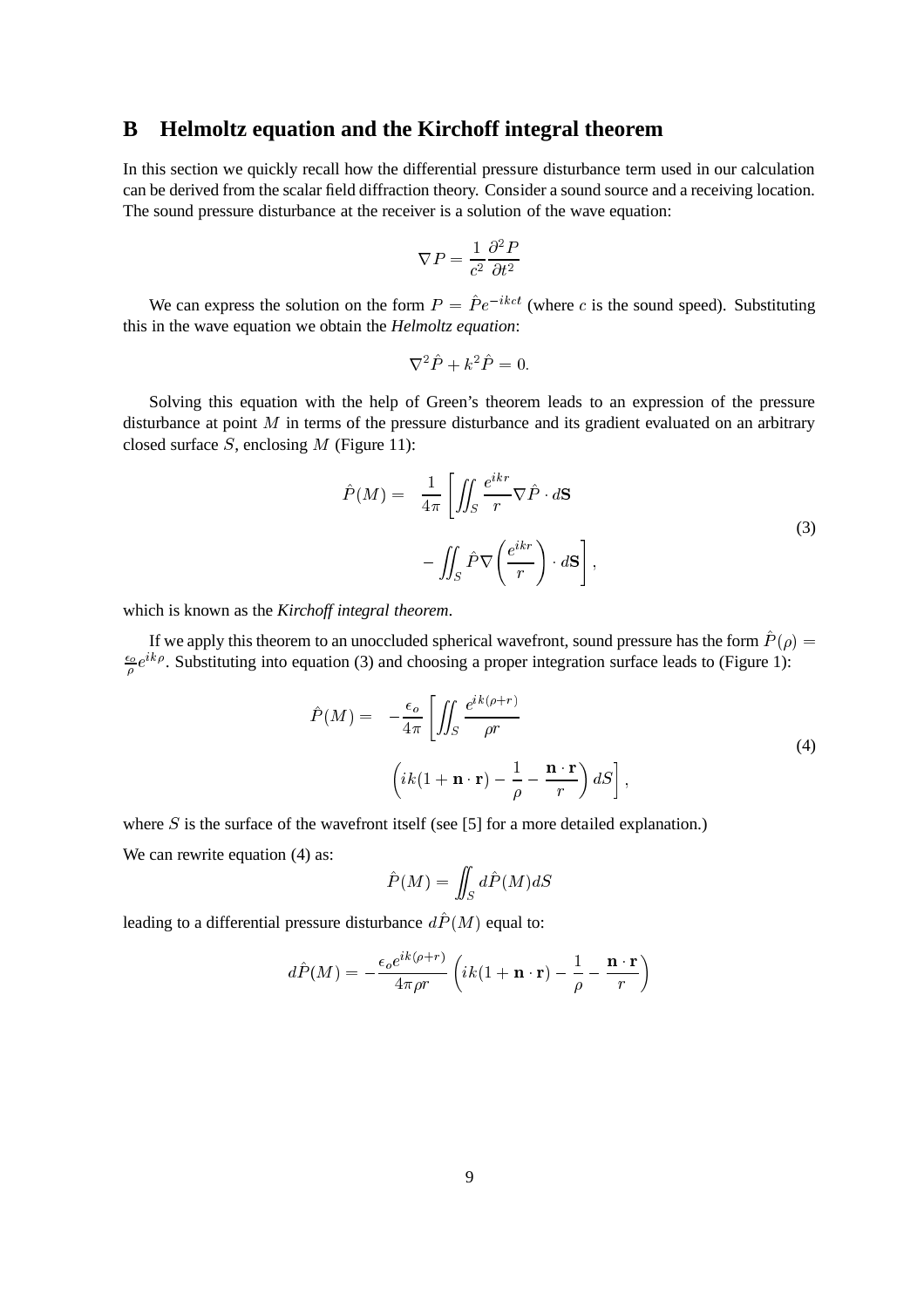## B Helmoltz equation and the Kirchoff integral theorem

In this section we quickly recall how the differential pressure disturbance term used in our calculation can be derived from the scalar field diffraction theory. Consider a sound source and a receiving location. The sound pressure disturbance at the receiver is a solution of the wave equation:

$$\nabla P = \frac{1}{c^2}\frac{\partial^2 P}{\partial t^2}$$

We can express the solution on the form $P = \hat{P}e^{-ikct}$ (where $c$ is the sound speed). Substituting this in the wave equation we obtain the *Helmoltz equation*:

$$\nabla^2\hat{P} + k^2\hat{P} = 0.$$

Solving this equation with the help of Green's theorem leads to an expression of the pressure disturbance at point $M$ in terms of the pressure disturbance and its gradient evaluated on an arbitrary closed surface $S$, enclosing $M$ (Figure 11):

$$\hat{P}(M) = \frac{1}{4\pi}\left[\iint_S \frac{e^{ikr}}{r}\nabla\hat{P}\cdot d\mathbf{S} - \iint_S \hat{P}\nabla\left(\frac{e^{ikr}}{r}\right)\cdot d\mathbf{S}\right], \tag{3}$$

which is known as the *Kirchoff integral theorem*.

If we apply this theorem to an unoccluded spherical wavefront, sound pressure has the form $\hat{P}(\rho) = \frac{\epsilon_o}{\rho}e^{ik\rho}$. Substituting into equation (3) and choosing a proper integration surface leads to (Figure 1):

$$\hat{P}(M) = -\frac{\epsilon_o}{4\pi}\left[\iint_S \frac{e^{ik(\rho+r)}}{\rho r}\left(ik(1+\mathbf{n}\cdot\mathbf{r}) - \frac{1}{\rho} - \frac{\mathbf{n}\cdot\mathbf{r}}{r}\right)dS\right], \tag{4}$$

where $S$ is the surface of the wavefront itself (see [5] for a more detailed explanation.)

We can rewrite equation (4) as:

$$\hat{P}(M) = \iint_S d\hat{P}(M)dS$$

leading to a differential pressure disturbance $d\hat{P}(M)$ equal to:

$$d\hat{P}(M) = -\frac{\epsilon_o e^{ik(\rho+r)}}{4\pi\rho r}\left(ik(1+\mathbf{n}\cdot\mathbf{r}) - \frac{1}{\rho} - \frac{\mathbf{n}\cdot\mathbf{r}}{r}\right)$$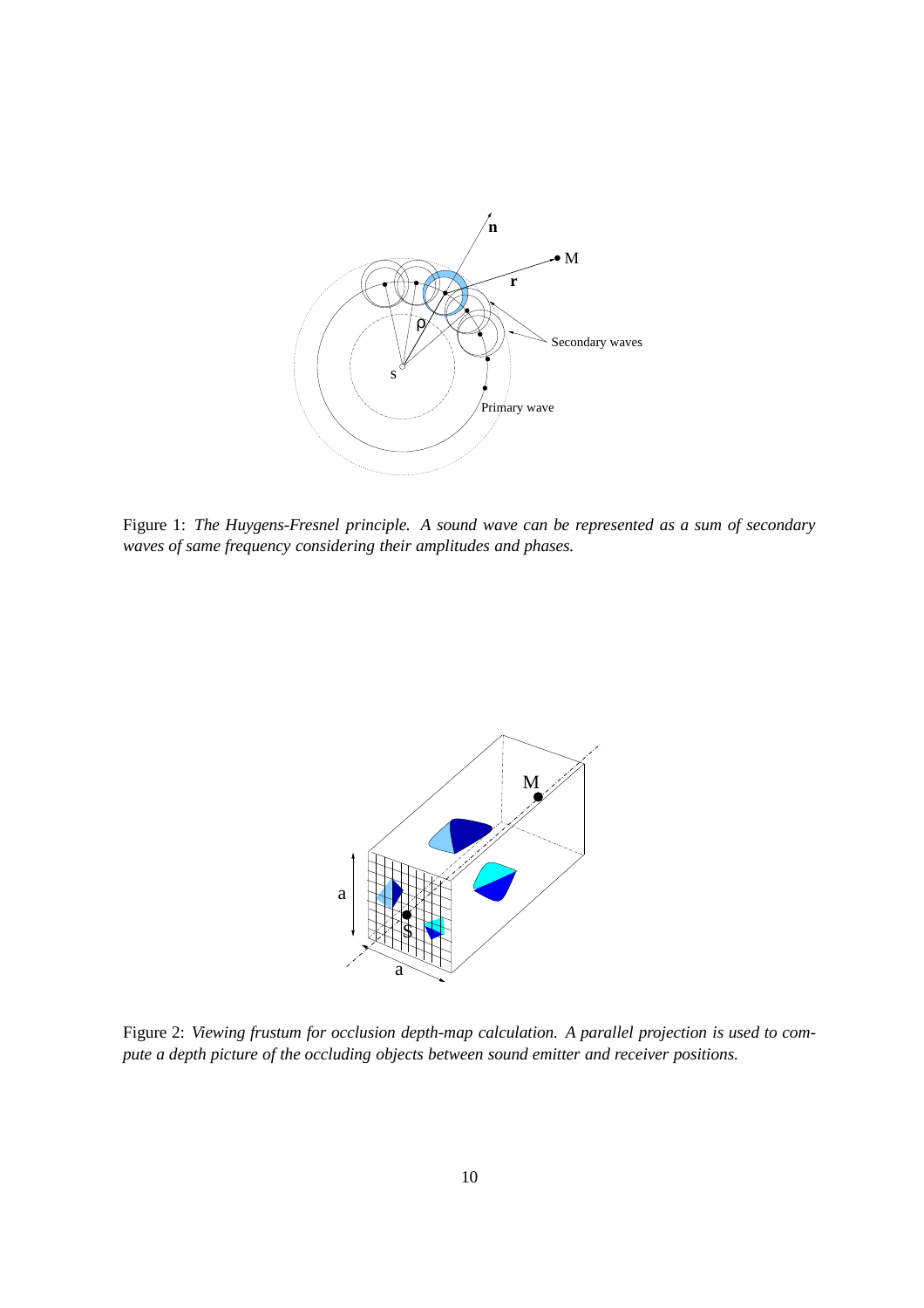n

M

r

ρ

Secondary waves

s

Primary wave

Figure 1: *The Huygens-Fresnel principle. A sound wave can be represented as a sum of secondary waves of same frequency considering their amplitudes and phases.*

M

a

S

a

Figure 2: *Viewing frustum for occlusion depth-map calculation. A parallel projection is used to compute a depth picture of the occluding objects between sound emitter and receiver positions.*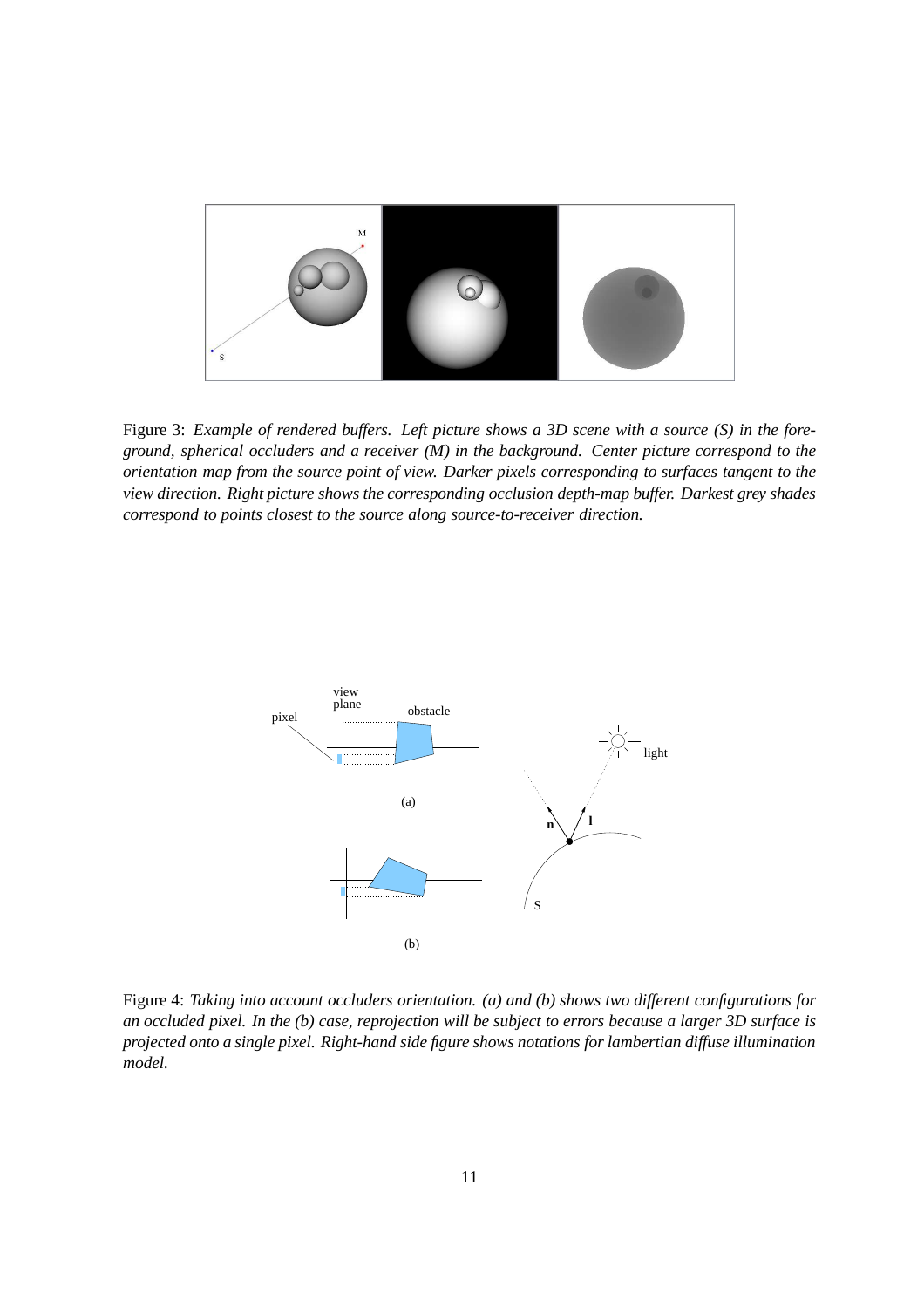M

S

Figure 3: *Example of rendered buffers. Left picture shows a 3D scene with a source (S) in the foreground, spherical occluders and a receiver (M) in the background. Center picture correspond to the orientation map from the source point of view. Darker pixels corresponding to surfaces tangent to the view direction. Right picture shows the corresponding occlusion depth-map buffer. Darkest grey shades correspond to points closest to the source along source-to-receiver direction.*

view plane

pixel

obstacle

(a)

(b)

light

n

l

S

Figure 4: *Taking into account occluders orientation. (a) and (b) shows two different configurations for an occluded pixel. In the (b) case, reprojection will be subject to errors because a larger 3D surface is projected onto a single pixel. Right-hand side figure shows notations for lambertian diffuse illumination model.*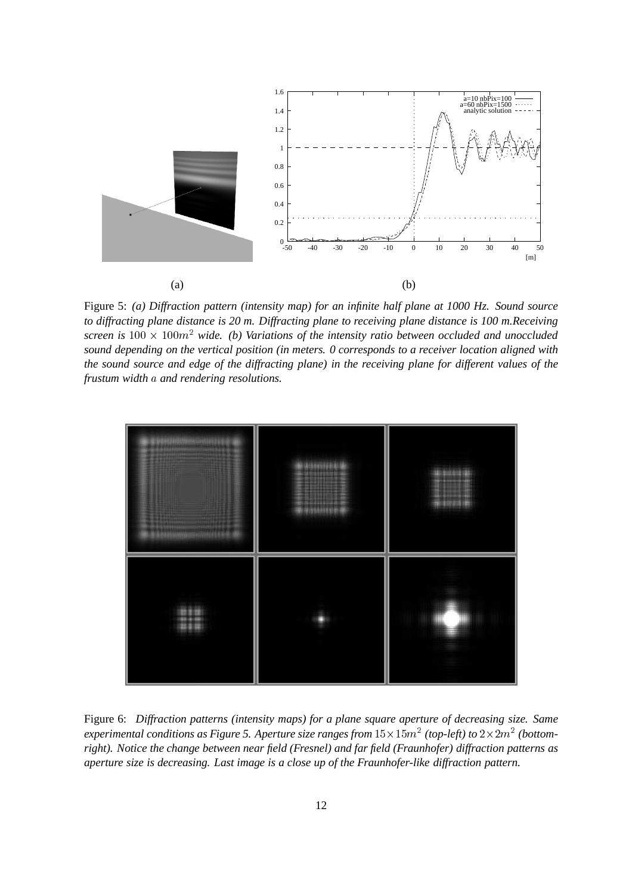1.6
1.4
1.2
1
0.8
0.6
0.4
0.2
0
-50 -40 -30 -20 -10 0 10 20 30 40 50
[m]
a=10 nbPix=100
a=60 nbPix=1500
analytic solution

(a) (b)

Figure 5: *(a) Diffraction pattern (intensity map) for an infinite half plane at 1000 Hz. Sound source to diffracting plane distance is 20 m. Diffracting plane to receiving plane distance is 100 m.Receiving screen is $100 \times 100m^2$ wide. (b) Variations of the intensity ratio between occluded and unoccluded sound depending on the vertical position (in meters. 0 corresponds to a receiver location aligned with the sound source and edge of the diffracting plane) in the receiving plane for different values of the frustum width $a$ and rendering resolutions.*

Figure 6: *Diffraction patterns (intensity maps) for a plane square aperture of decreasing size. Same experimental conditions as Figure 5. Aperture size ranges from $15 \times 15m^2$ (top-left) to $2 \times 2m^2$ (bottom-right). Notice the change between near field (Fresnel) and far field (Fraunhofer) diffraction patterns as aperture size is decreasing. Last image is a close up of the Fraunhofer-like diffraction pattern.*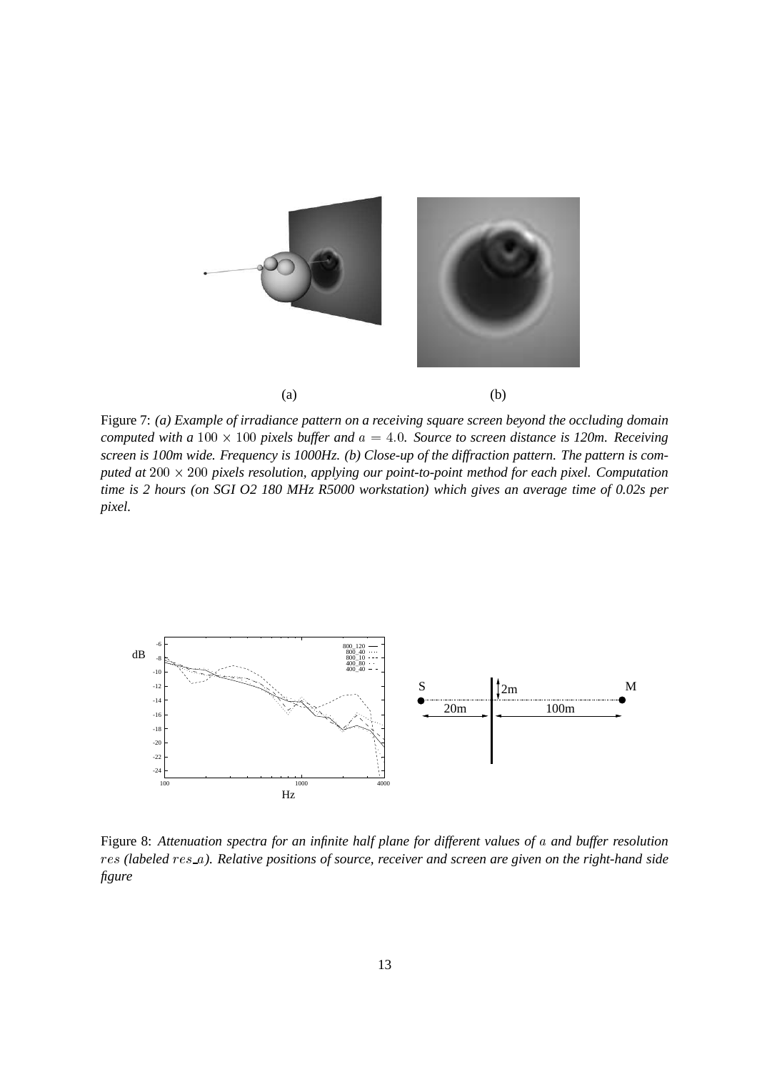(a) (b)

Figure 7: *(a) Example of irradiance pattern on a receiving square screen beyond the occluding domain computed with a $100 \times 100$ pixels buffer and $a = 4.0$. Source to screen distance is 120m. Receiving screen is 100m wide. Frequency is 1000Hz. (b) Close-up of the diffraction pattern. The pattern is computed at $200 \times 200$ pixels resolution, applying our point-to-point method for each pixel. Computation time is 2 hours (on SGI O2 180 MHz R5000 workstation) which gives an average time of 0.02s per pixel.*

dB
-6
-8
-10
-12
-14
-16
-18
-20
-22
-24
100
1000
4000
Hz

800_120
800_40
800_10
400_80
400_40

S
2m
M
20m
100m

Figure 8: *Attenuation spectra for an infinite half plane for different values of $a$ and buffer resolution $res$ (labeled $res\_a$). Relative positions of source, receiver and screen are given on the right-hand side figure*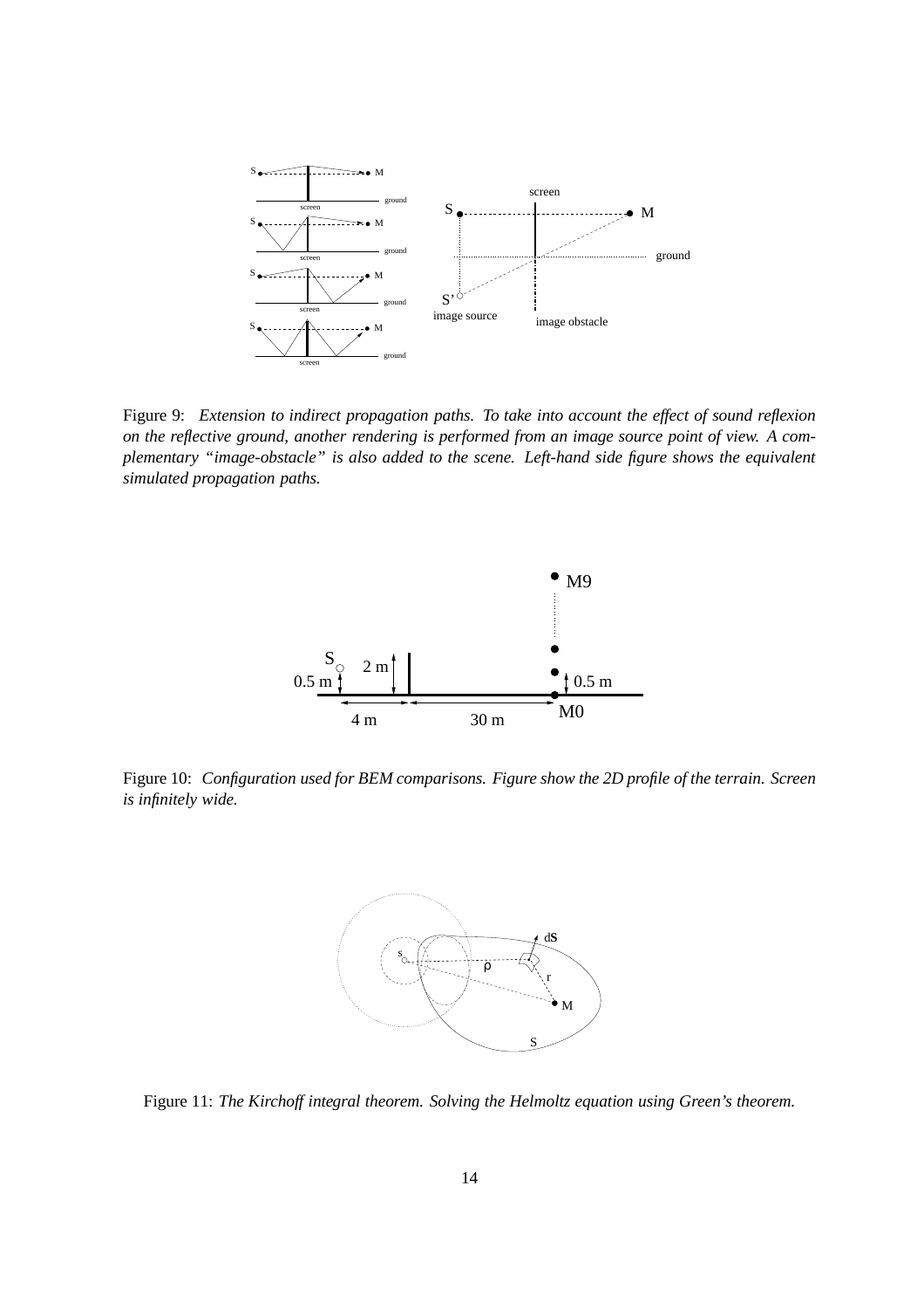S M
screen
ground
S M
screen
ground
S M
screen
ground
S M
screen
ground

screen
S M
ground
S'
image source
image obstacle

Figure 9: *Extension to indirect propagation paths. To take into account the effect of sound reflexion on the reflective ground, another rendering is performed from an image source point of view. A complementary "image-obstacle" is also added to the scene. Left-hand side figure shows the equivalent simulated propagation paths.*

M9
S
2 m
0.5 m
0.5 m
4 m
30 m
M0

Figure 10: *Configuration used for BEM comparisons. Figure show the 2D profile of the terrain. Screen is infinitely wide.*

dS
s
ρ
r
M
S

Figure 11: *The Kirchoff integral theorem. Solving the Helmoltz equation using Green's theorem.*